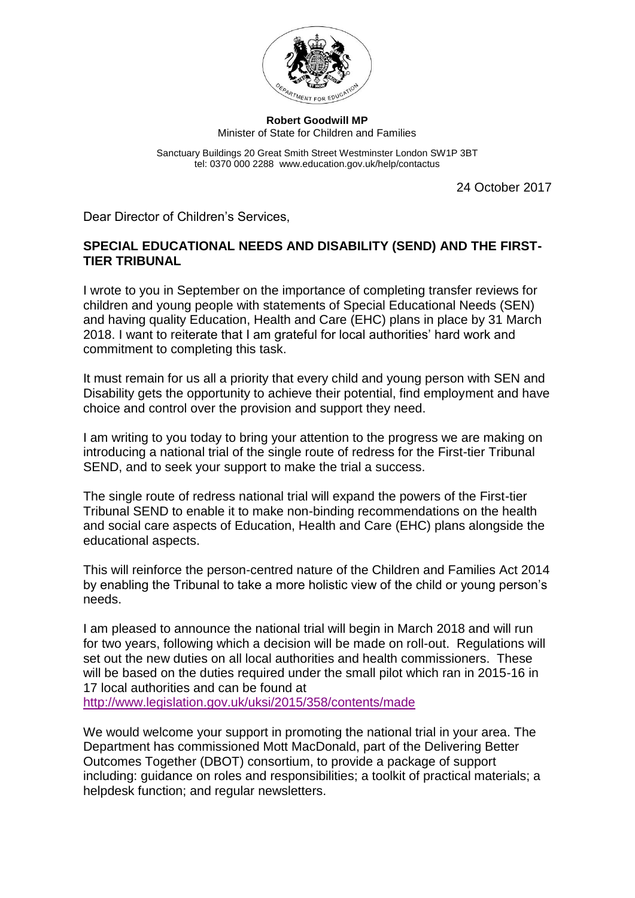**Robert Goodwill MP**
Minister of State for Children and Families

Sanctuary Buildings 20 Great Smith Street Westminster London SW1P 3BT
tel: 0370 000 2288 www.education.gov.uk/help/contactus

24 October 2017

Dear Director of Children's Services,

**SPECIAL EDUCATIONAL NEEDS AND DISABILITY (SEND) AND THE FIRST-TIER TRIBUNAL**

I wrote to you in September on the importance of completing transfer reviews for children and young people with statements of Special Educational Needs (SEN) and having quality Education, Health and Care (EHC) plans in place by 31 March 2018. I want to reiterate that I am grateful for local authorities' hard work and commitment to completing this task.

It must remain for us all a priority that every child and young person with SEN and Disability gets the opportunity to achieve their potential, find employment and have choice and control over the provision and support they need.

I am writing to you today to bring your attention to the progress we are making on introducing a national trial of the single route of redress for the First-tier Tribunal SEND, and to seek your support to make the trial a success.

The single route of redress national trial will expand the powers of the First-tier Tribunal SEND to enable it to make non-binding recommendations on the health and social care aspects of Education, Health and Care (EHC) plans alongside the educational aspects.

This will reinforce the person-centred nature of the Children and Families Act 2014 by enabling the Tribunal to take a more holistic view of the child or young person's needs.

I am pleased to announce the national trial will begin in March 2018 and will run for two years, following which a decision will be made on roll-out. Regulations will set out the new duties on all local authorities and health commissioners. These will be based on the duties required under the small pilot which ran in 2015-16 in 17 local authorities and can be found at http://www.legislation.gov.uk/uksi/2015/358/contents/made

We would welcome your support in promoting the national trial in your area. The Department has commissioned Mott MacDonald, part of the Delivering Better Outcomes Together (DBOT) consortium, to provide a package of support including: guidance on roles and responsibilities; a toolkit of practical materials; a helpdesk function; and regular newsletters.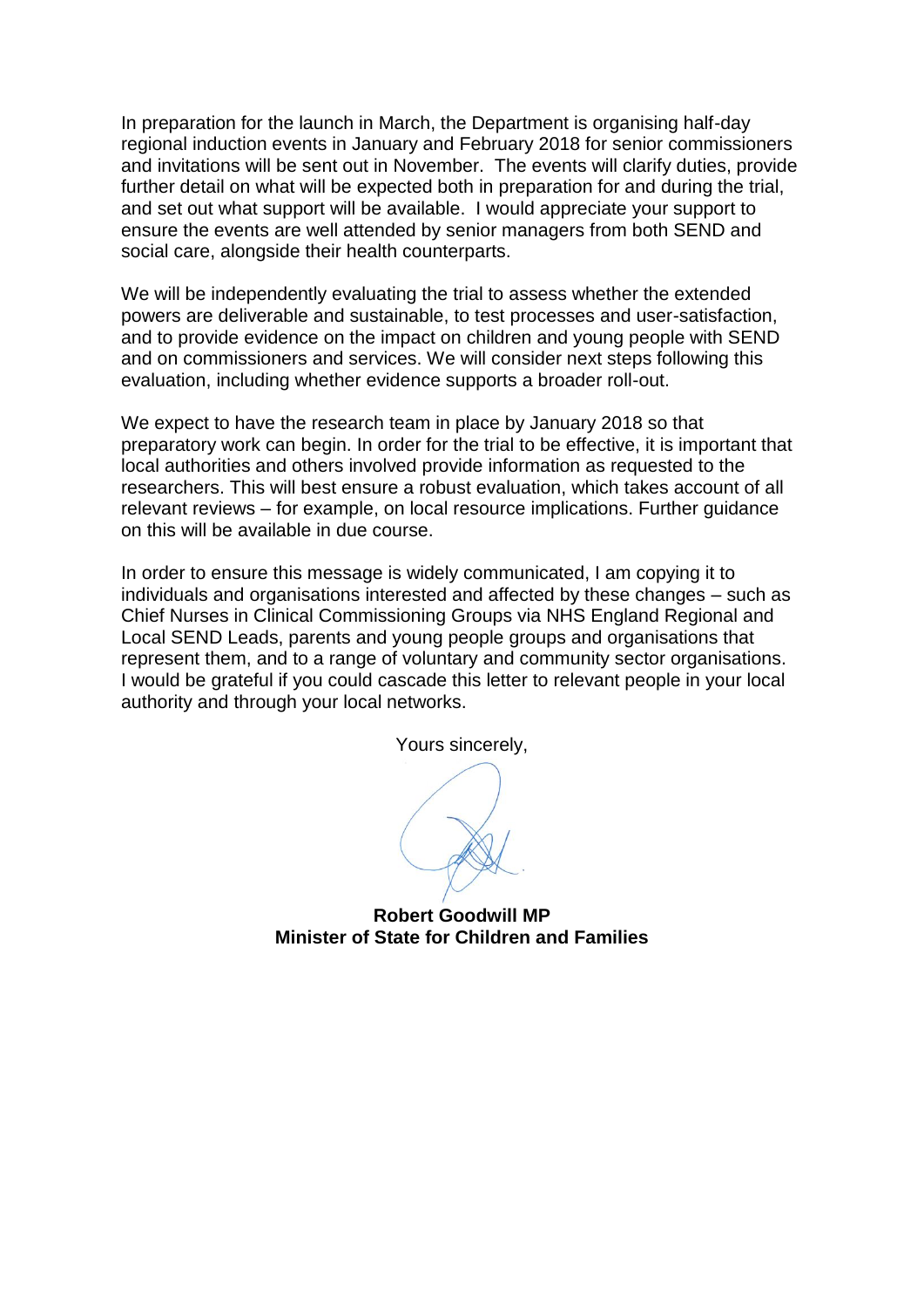In preparation for the launch in March, the Department is organising half-day regional induction events in January and February 2018 for senior commissioners and invitations will be sent out in November. The events will clarify duties, provide further detail on what will be expected both in preparation for and during the trial, and set out what support will be available. I would appreciate your support to ensure the events are well attended by senior managers from both SEND and social care, alongside their health counterparts.

We will be independently evaluating the trial to assess whether the extended powers are deliverable and sustainable, to test processes and user-satisfaction, and to provide evidence on the impact on children and young people with SEND and on commissioners and services. We will consider next steps following this evaluation, including whether evidence supports a broader roll-out.

We expect to have the research team in place by January 2018 so that preparatory work can begin. In order for the trial to be effective, it is important that local authorities and others involved provide information as requested to the researchers. This will best ensure a robust evaluation, which takes account of all relevant reviews – for example, on local resource implications. Further guidance on this will be available in due course.

In order to ensure this message is widely communicated, I am copying it to individuals and organisations interested and affected by these changes – such as Chief Nurses in Clinical Commissioning Groups via NHS England Regional and Local SEND Leads, parents and young people groups and organisations that represent them, and to a range of voluntary and community sector organisations. I would be grateful if you could cascade this letter to relevant people in your local authority and through your local networks.

Yours sincerely,

**Robert Goodwill MP**
**Minister of State for Children and Families**